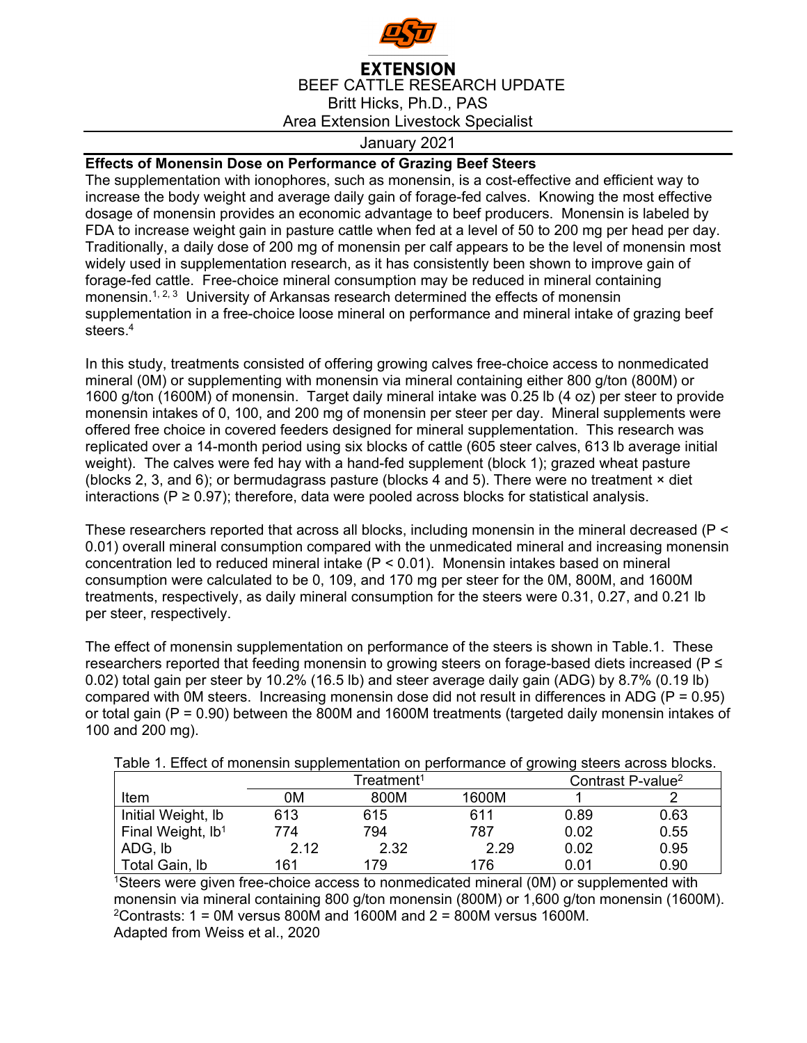EXTENSION

BEEF CATTLE RESEARCH UPDATE

Britt Hicks, Ph.D., PAS

Area Extension Livestock Specialist

January 2021

**Effects of Monensin Dose on Performance of Grazing Beef Steers**

The supplementation with ionophores, such as monensin, is a cost-effective and efficient way to increase the body weight and average daily gain of forage-fed calves. Knowing the most effective dosage of monensin provides an economic advantage to beef producers. Monensin is labeled by FDA to increase weight gain in pasture cattle when fed at a level of 50 to 200 mg per head per day. Traditionally, a daily dose of 200 mg of monensin per calf appears to be the level of monensin most widely used in supplementation research, as it has consistently been shown to improve gain of forage-fed cattle. Free-choice mineral consumption may be reduced in mineral containing monensin.[1, 2, 3] University of Arkansas research determined the effects of monensin supplementation in a free-choice loose mineral on performance and mineral intake of grazing beef steers.[4]

In this study, treatments consisted of offering growing calves free-choice access to nonmedicated mineral (0M) or supplementing with monensin via mineral containing either 800 g/ton (800M) or 1600 g/ton (1600M) of monensin. Target daily mineral intake was 0.25 lb (4 oz) per steer to provide monensin intakes of 0, 100, and 200 mg of monensin per steer per day. Mineral supplements were offered free choice in covered feeders designed for mineral supplementation. This research was replicated over a 14-month period using six blocks of cattle (605 steer calves, 613 lb average initial weight). The calves were fed hay with a hand-fed supplement (block 1); grazed wheat pasture (blocks 2, 3, and 6); or bermudagrass pasture (blocks 4 and 5). There were no treatment × diet interactions ($P \geq 0.97$); therefore, data were pooled across blocks for statistical analysis.

These researchers reported that across all blocks, including monensin in the mineral decreased ($P < 0.01$) overall mineral consumption compared with the unmedicated mineral and increasing monensin concentration led to reduced mineral intake ($P < 0.01$). Monensin intakes based on mineral consumption were calculated to be 0, 109, and 170 mg per steer for the 0M, 800M, and 1600M treatments, respectively, as daily mineral consumption for the steers were 0.31, 0.27, and 0.21 lb per steer, respectively.

The effect of monensin supplementation on performance of the steers is shown in Table.1. These researchers reported that feeding monensin to growing steers on forage-based diets increased ($P \leq 0.02$) total gain per steer by 10.2% (16.5 lb) and steer average daily gain (ADG) by 8.7% (0.19 lb) compared with 0M steers. Increasing monensin dose did not result in differences in ADG ($P = 0.95$) or total gain ($P = 0.90$) between the 800M and 1600M treatments (targeted daily monensin intakes of 100 and 200 mg).

Table 1. Effect of monensin supplementation on performance of growing steers across blocks.

| | Treatment[1] | | | Contrast P-value[2] | |
|---|---|---|---|---|---|
| Item | 0M | 800M | 1600M | 1 | 2 |
| Initial Weight, lb | 613 | 615 | 611 | 0.89 | 0.63 |
| Final Weight, lb[1] | 774 | 794 | 787 | 0.02 | 0.55 |
| ADG, lb | 2.12 | 2.32 | 2.29 | 0.02 | 0.95 |
| Total Gain, lb | 161 | 179 | 176 | 0.01 | 0.90 |

[1]Steers were given free-choice access to nonmedicated mineral (0M) or supplemented with monensin via mineral containing 800 g/ton monensin (800M) or 1,600 g/ton monensin (1600M).
[2]Contrasts: 1 = 0M versus 800M and 1600M and 2 = 800M versus 1600M.
Adapted from Weiss et al., 2020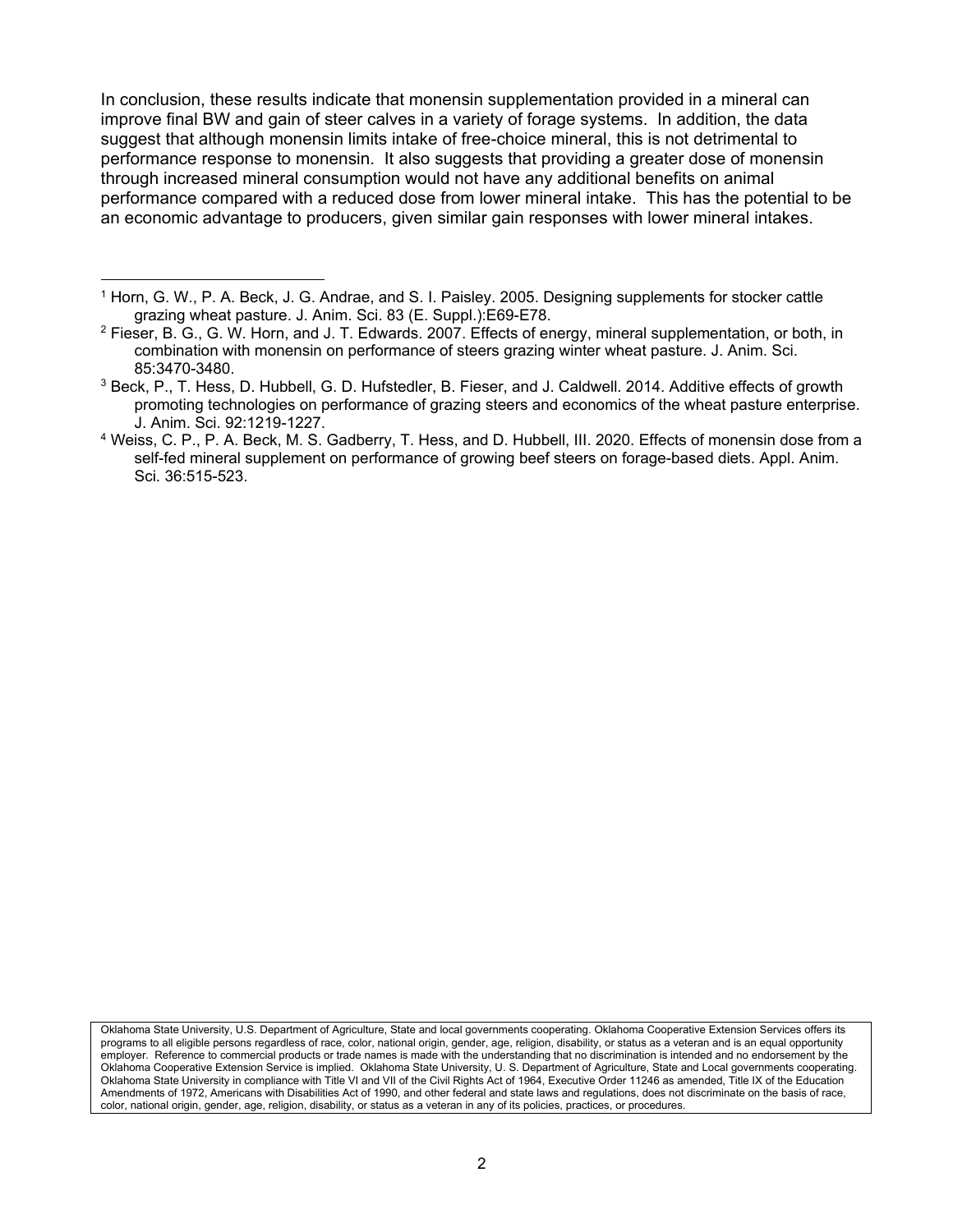In conclusion, these results indicate that monensin supplementation provided in a mineral can improve final BW and gain of steer calves in a variety of forage systems. In addition, the data suggest that although monensin limits intake of free-choice mineral, this is not detrimental to performance response to monensin. It also suggests that providing a greater dose of monensin through increased mineral consumption would not have any additional benefits on animal performance compared with a reduced dose from lower mineral intake. This has the potential to be an economic advantage to producers, given similar gain responses with lower mineral intakes.

---

[1] Horn, G. W., P. A. Beck, J. G. Andrae, and S. I. Paisley. 2005. Designing supplements for stocker cattle grazing wheat pasture. J. Anim. Sci. 83 (E. Suppl.):E69-E78.

[2] Fieser, B. G., G. W. Horn, and J. T. Edwards. 2007. Effects of energy, mineral supplementation, or both, in combination with monensin on performance of steers grazing winter wheat pasture. J. Anim. Sci. 85:3470-3480.

[3] Beck, P., T. Hess, D. Hubbell, G. D. Hufstedler, B. Fieser, and J. Caldwell. 2014. Additive effects of growth promoting technologies on performance of grazing steers and economics of the wheat pasture enterprise. J. Anim. Sci. 92:1219-1227.

[4] Weiss, C. P., P. A. Beck, M. S. Gadberry, T. Hess, and D. Hubbell, III. 2020. Effects of monensin dose from a self-fed mineral supplement on performance of growing beef steers on forage-based diets. Appl. Anim. Sci. 36:515-523.

Oklahoma State University, U.S. Department of Agriculture, State and local governments cooperating. Oklahoma Cooperative Extension Services offers its programs to all eligible persons regardless of race, color, national origin, gender, age, religion, disability, or status as a veteran and is an equal opportunity employer. Reference to commercial products or trade names is made with the understanding that no discrimination is intended and no endorsement by the Oklahoma Cooperative Extension Service is implied. Oklahoma State University, U. S. Department of Agriculture, State and Local governments cooperating. Oklahoma State University in compliance with Title VI and VII of the Civil Rights Act of 1964, Executive Order 11246 as amended, Title IX of the Education Amendments of 1972, Americans with Disabilities Act of 1990, and other federal and state laws and regulations, does not discriminate on the basis of race, color, national origin, gender, age, religion, disability, or status as a veteran in any of its policies, practices, or procedures.